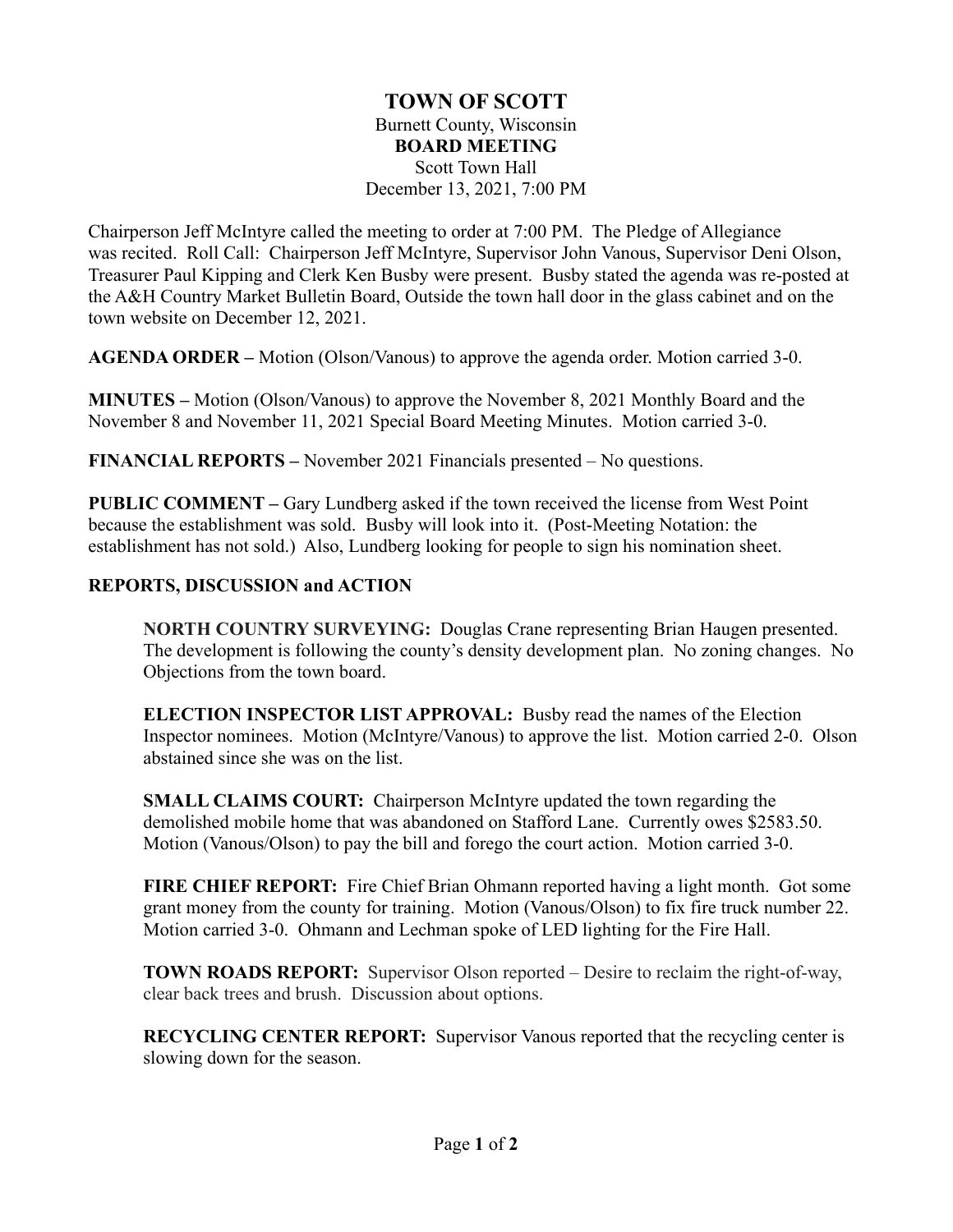# TOWN OF SCOTT

Burnett County, Wisconsin

**BOARD MEETING**

Scott Town Hall

December 13, 2021, 7:00 PM

Chairperson Jeff McIntyre called the meeting to order at 7:00 PM. The Pledge of Allegiance was recited. Roll Call: Chairperson Jeff McIntyre, Supervisor John Vanous, Supervisor Deni Olson, Treasurer Paul Kipping and Clerk Ken Busby were present. Busby stated the agenda was re-posted at the A&H Country Market Bulletin Board, Outside the town hall door in the glass cabinet and on the town website on December 12, 2021.

**AGENDA ORDER –** Motion (Olson/Vanous) to approve the agenda order. Motion carried 3-0.

**MINUTES –** Motion (Olson/Vanous) to approve the November 8, 2021 Monthly Board and the November 8 and November 11, 2021 Special Board Meeting Minutes. Motion carried 3-0.

**FINANCIAL REPORTS –** November 2021 Financials presented – No questions.

**PUBLIC COMMENT –** Gary Lundberg asked if the town received the license from West Point because the establishment was sold. Busby will look into it. (Post-Meeting Notation: the establishment has not sold.) Also, Lundberg looking for people to sign his nomination sheet.

## REPORTS, DISCUSSION and ACTION

**NORTH COUNTRY SURVEYING:** Douglas Crane representing Brian Haugen presented. The development is following the county's density development plan. No zoning changes. No Objections from the town board.

**ELECTION INSPECTOR LIST APPROVAL:** Busby read the names of the Election Inspector nominees. Motion (McIntyre/Vanous) to approve the list. Motion carried 2-0. Olson abstained since she was on the list.

**SMALL CLAIMS COURT:** Chairperson McIntyre updated the town regarding the demolished mobile home that was abandoned on Stafford Lane. Currently owes $2583.50. Motion (Vanous/Olson) to pay the bill and forego the court action. Motion carried 3-0.

**FIRE CHIEF REPORT:** Fire Chief Brian Ohmann reported having a light month. Got some grant money from the county for training. Motion (Vanous/Olson) to fix fire truck number 22. Motion carried 3-0. Ohmann and Lechman spoke of LED lighting for the Fire Hall.

**TOWN ROADS REPORT:** Supervisor Olson reported – Desire to reclaim the right-of-way, clear back trees and brush. Discussion about options.

**RECYCLING CENTER REPORT:** Supervisor Vanous reported that the recycling center is slowing down for the season.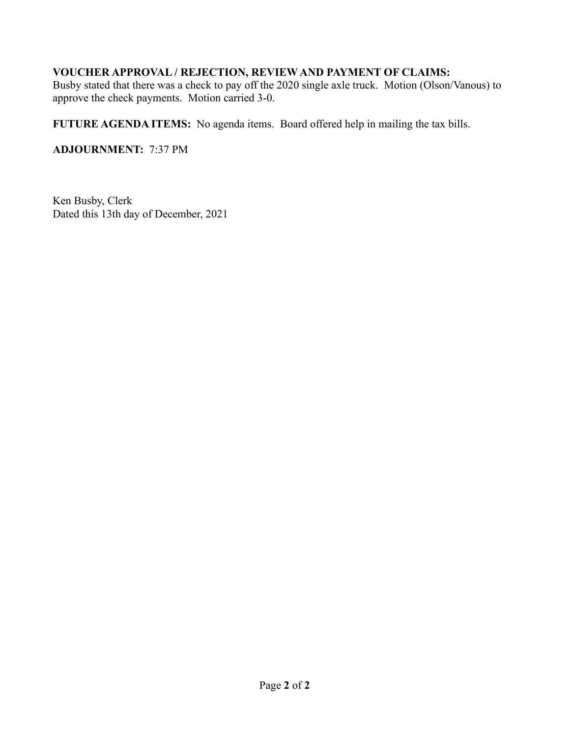**VOUCHER APPROVAL / REJECTION, REVIEW AND PAYMENT OF CLAIMS:**
Busby stated that there was a check to pay off the 2020 single axle truck. Motion (Olson/Vanous) to approve the check payments. Motion carried 3-0.

**FUTURE AGENDA ITEMS:** No agenda items. Board offered help in mailing the tax bills.

**ADJOURNMENT:** 7:37 PM

Ken Busby, Clerk
Dated this 13th day of December, 2021